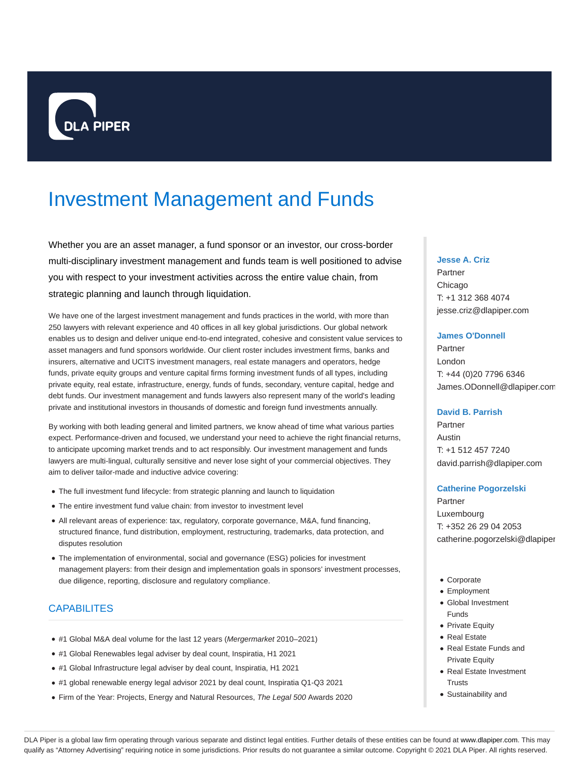DLA PIPER

# Investment Management and Funds

Whether you are an asset manager, a fund sponsor or an investor, our cross-border multi-disciplinary investment management and funds team is well positioned to advise you with respect to your investment activities across the entire value chain, from strategic planning and launch through liquidation.

We have one of the largest investment management and funds practices in the world, with more than 250 lawyers with relevant experience and 40 offices in all key global jurisdictions. Our global network enables us to design and deliver unique end-to-end integrated, cohesive and consistent value services to asset managers and fund sponsors worldwide. Our client roster includes investment firms, banks and insurers, alternative and UCITS investment managers, real estate managers and operators, hedge funds, private equity groups and venture capital firms forming investment funds of all types, including private equity, real estate, infrastructure, energy, funds of funds, secondary, venture capital, hedge and debt funds. Our investment management and funds lawyers also represent many of the world's leading private and institutional investors in thousands of domestic and foreign fund investments annually.

By working with both leading general and limited partners, we know ahead of time what various parties expect. Performance-driven and focused, we understand your need to achieve the right financial returns, to anticipate upcoming market trends and to act responsibly. Our investment management and funds lawyers are multi-lingual, culturally sensitive and never lose sight of your commercial objectives. They aim to deliver tailor-made and inductive advice covering:

- The full investment fund lifecycle: from strategic planning and launch to liquidation
- The entire investment fund value chain: from investor to investment level
- All relevant areas of experience: tax, regulatory, corporate governance, M&A, fund financing, structured finance, fund distribution, employment, restructuring, trademarks, data protection, and disputes resolution
- The implementation of environmental, social and governance (ESG) policies for investment management players: from their design and implementation goals in sponsors' investment processes, due diligence, reporting, disclosure and regulatory compliance.

## CAPABILITES

- #1 Global M&A deal volume for the last 12 years (*Mergermarket* 2010–2021)
- #1 Global Renewables legal adviser by deal count, Inspiratia, H1 2021
- #1 Global Infrastructure legal adviser by deal count, Inspiratia, H1 2021
- #1 global renewable energy legal advisor 2021 by deal count, Inspiratia Q1-Q3 2021
- Firm of the Year: Projects, Energy and Natural Resources, *The Legal 500* Awards 2020

**Jesse A. Criz**
Partner
Chicago
T: +1 312 368 4074
jesse.criz@dlapiper.com

**James O'Donnell**
Partner
London
T: +44 (0)20 7796 6346
James.ODonnell@dlapiper.com

**David B. Parrish**
Partner
Austin
T: +1 512 457 7240
david.parrish@dlapiper.com

**Catherine Pogorzelski**
Partner
Luxembourg
T: +352 26 29 04 2053
catherine.pogorzelski@dlapiper

- Corporate
- Employment
- Global Investment Funds
- Private Equity
- Real Estate
- Real Estate Funds and Private Equity
- Real Estate Investment Trusts
- Sustainability and

DLA Piper is a global law firm operating through various separate and distinct legal entities. Further details of these entities can be found at www.dlapiper.com. This may qualify as “Attorney Advertising” requiring notice in some jurisdictions. Prior results do not guarantee a similar outcome. Copyright © 2021 DLA Piper. All rights reserved.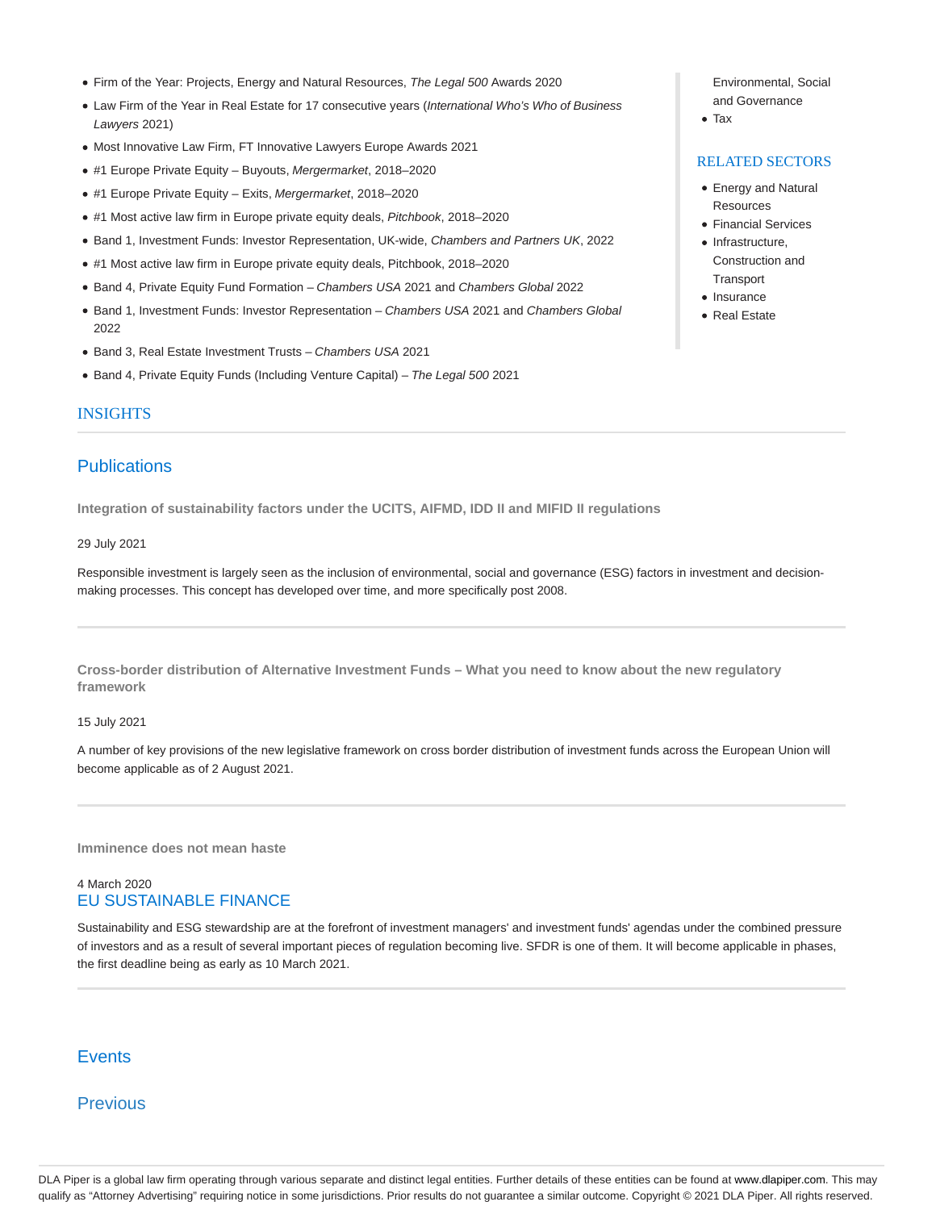- Firm of the Year: Projects, Energy and Natural Resources, *The Legal 500* Awards 2020
- Law Firm of the Year in Real Estate for 17 consecutive years (*International Who's Who of Business Lawyers* 2021)
- Most Innovative Law Firm, FT Innovative Lawyers Europe Awards 2021
- #1 Europe Private Equity – Buyouts, *Mergermarket*, 2018–2020
- #1 Europe Private Equity – Exits, *Mergermarket*, 2018–2020
- #1 Most active law firm in Europe private equity deals, *Pitchbook*, 2018–2020
- Band 1, Investment Funds: Investor Representation, UK-wide, *Chambers and Partners UK*, 2022
- #1 Most active law firm in Europe private equity deals, Pitchbook, 2018–2020
- Band 4, Private Equity Fund Formation – *Chambers USA* 2021 and *Chambers Global* 2022
- Band 1, Investment Funds: Investor Representation – *Chambers USA* 2021 and *Chambers Global* 2022
- Band 3, Real Estate Investment Trusts – *Chambers USA* 2021
- Band 4, Private Equity Funds (Including Venture Capital) – *The Legal 500* 2021

Environmental, Social and Governance

- Tax

## RELATED SECTORS

- Energy and Natural Resources
- Financial Services
- Infrastructure, Construction and Transport
- Insurance
- Real Estate

## INSIGHTS

## Publications

**Integration of sustainability factors under the UCITS, AIFMD, IDD II and MIFID II regulations**

29 July 2021

Responsible investment is largely seen as the inclusion of environmental, social and governance (ESG) factors in investment and decision-making processes. This concept has developed over time, and more specifically post 2008.

**Cross-border distribution of Alternative Investment Funds – What you need to know about the new regulatory framework**

15 July 2021

A number of key provisions of the new legislative framework on cross border distribution of investment funds across the European Union will become applicable as of 2 August 2021.

**Imminence does not mean haste**

4 March 2020

EU SUSTAINABLE FINANCE

Sustainability and ESG stewardship are at the forefront of investment managers' and investment funds' agendas under the combined pressure of investors and as a result of several important pieces of regulation becoming live. SFDR is one of them. It will become applicable in phases, the first deadline being as early as 10 March 2021.

## Events

## Previous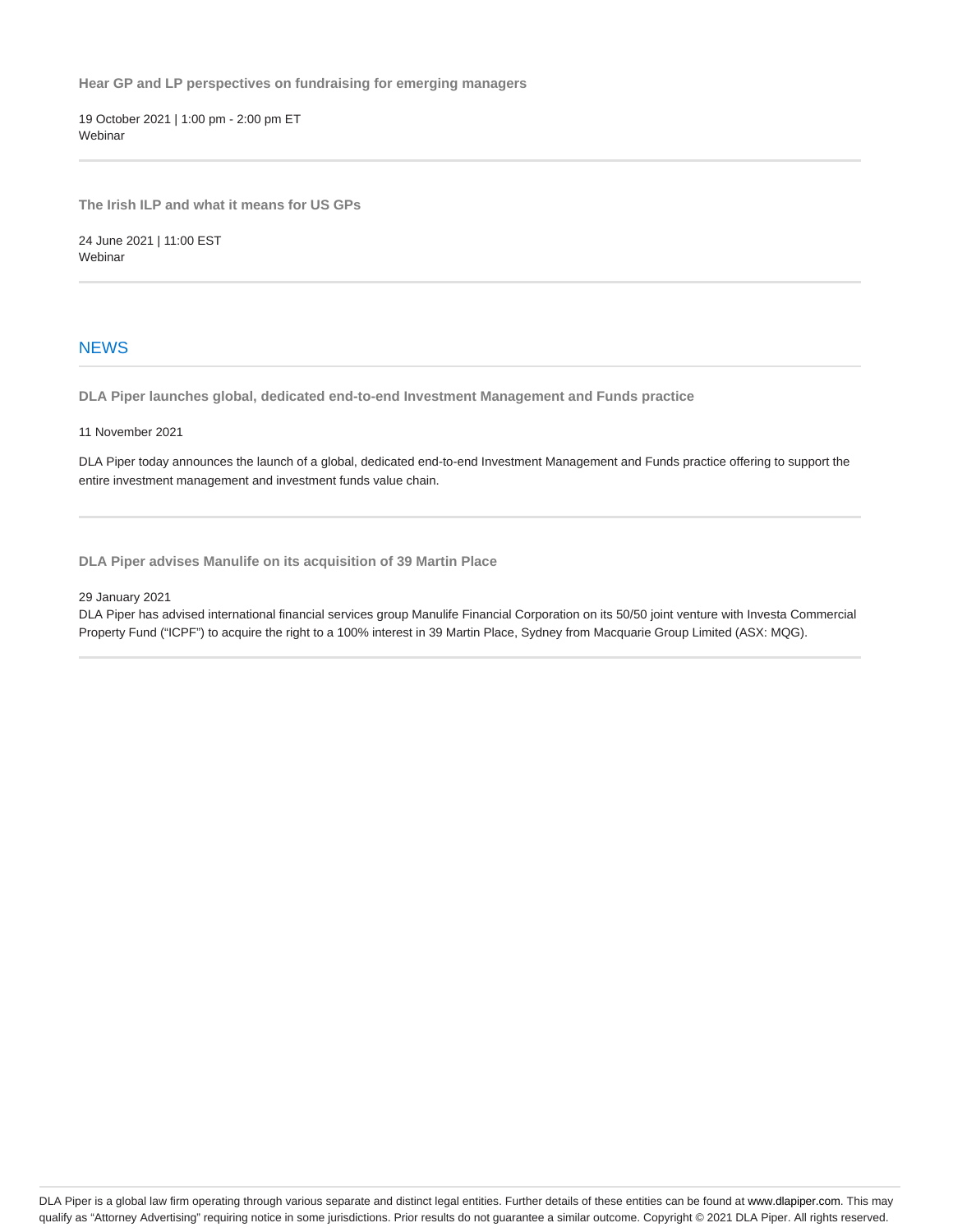**Hear GP and LP perspectives on fundraising for emerging managers**

19 October 2021 | 1:00 pm - 2:00 pm ET
Webinar

---

**The Irish ILP and what it means for US GPs**

24 June 2021 | 11:00 EST
Webinar

---

## NEWS

**DLA Piper launches global, dedicated end-to-end Investment Management and Funds practice**

11 November 2021

DLA Piper today announces the launch of a global, dedicated end-to-end Investment Management and Funds practice offering to support the entire investment management and investment funds value chain.

---

**DLA Piper advises Manulife on its acquisition of 39 Martin Place**

29 January 2021
DLA Piper has advised international financial services group Manulife Financial Corporation on its 50/50 joint venture with Investa Commercial Property Fund ("ICPF") to acquire the right to a 100% interest in 39 Martin Place, Sydney from Macquarie Group Limited (ASX: MQG).

---

DLA Piper is a global law firm operating through various separate and distinct legal entities. Further details of these entities can be found at www.dlapiper.com. This may qualify as "Attorney Advertising" requiring notice in some jurisdictions. Prior results do not guarantee a similar outcome. Copyright © 2021 DLA Piper. All rights reserved.